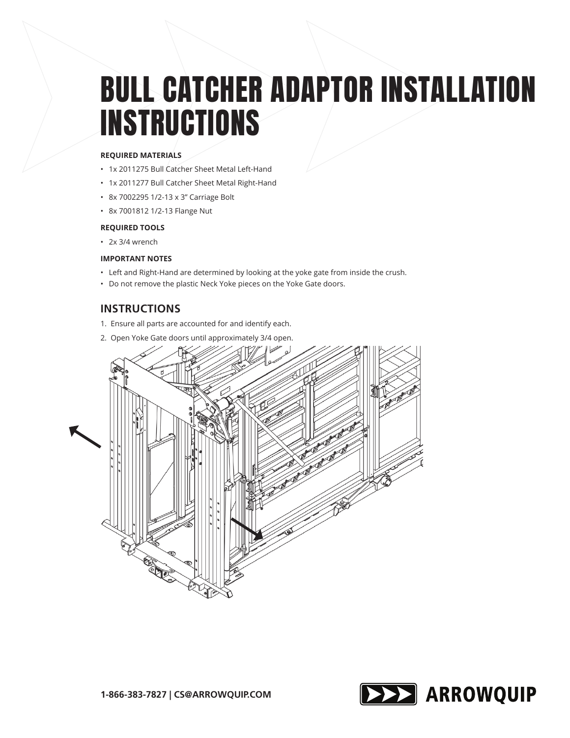# BULL CATCHER ADAPTOR INSTALLATION INSTRUCTIONS

**REQUIRED MATERIALS**

- 1x 2011275 Bull Catcher Sheet Metal Left-Hand
- 1x 2011277 Bull Catcher Sheet Metal Right-Hand
- 8x 7002295 1/2-13 x 3" Carriage Bolt
- 8x 7001812 1/2-13 Flange Nut

**REQUIRED TOOLS**

- 2x 3/4 wrench

**IMPORTANT NOTES**

- Left and Right-Hand are determined by looking at the yoke gate from inside the crush.
- Do not remove the plastic Neck Yoke pieces on the Yoke Gate doors.

## INSTRUCTIONS

1. Ensure all parts are accounted for and identify each.
2. Open Yoke Gate doors until approximately 3/4 open.

1-866-383-7827 | CS@ARROWQUIP.COM

ARROWQUIP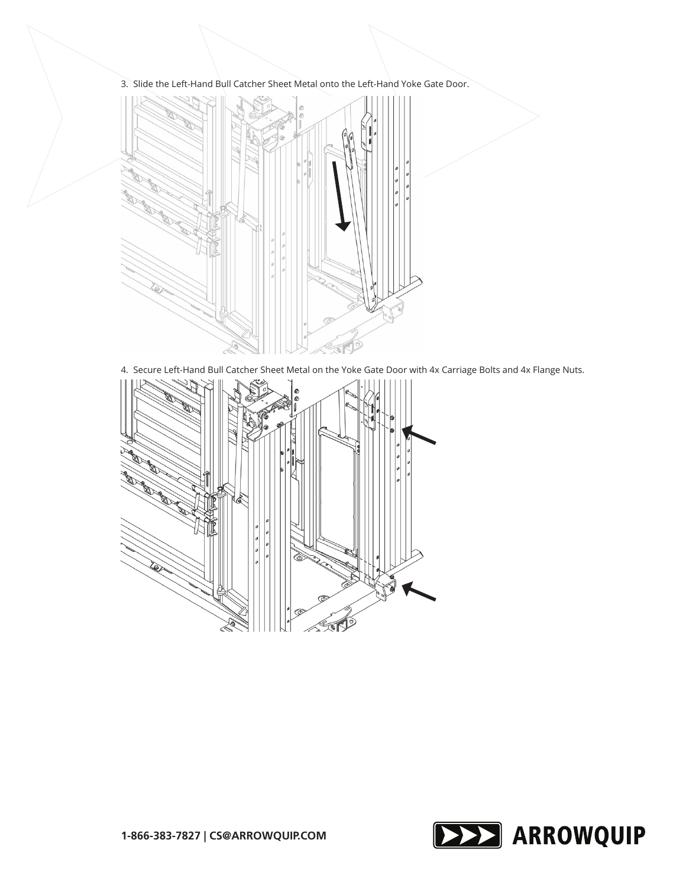3. Slide the Left-Hand Bull Catcher Sheet Metal onto the Left-Hand Yoke Gate Door.

4. Secure Left-Hand Bull Catcher Sheet Metal on the Yoke Gate Door with 4x Carriage Bolts and 4x Flange Nuts.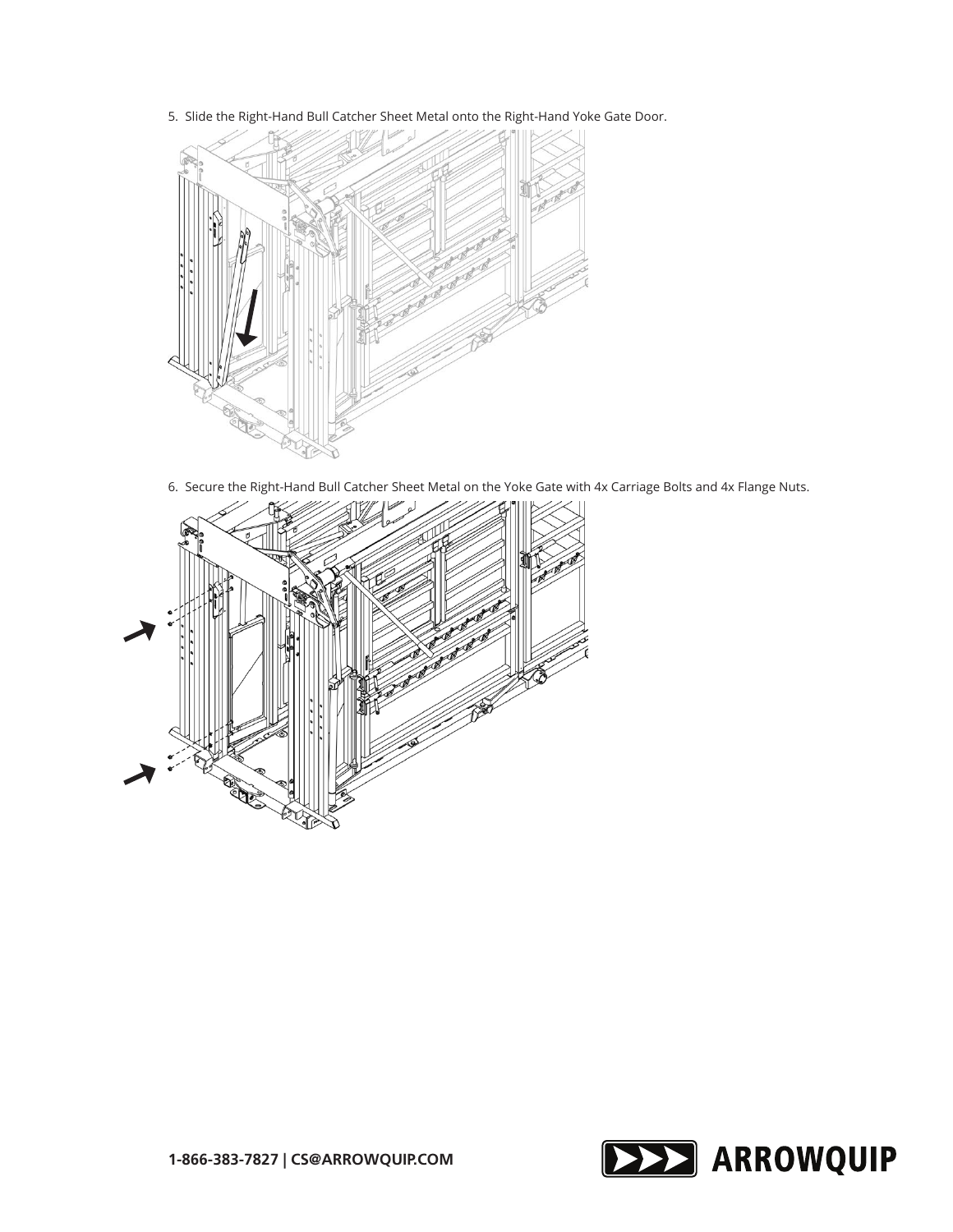5. Slide the Right-Hand Bull Catcher Sheet Metal onto the Right-Hand Yoke Gate Door.

6. Secure the Right-Hand Bull Catcher Sheet Metal on the Yoke Gate with 4x Carriage Bolts and 4x Flange Nuts.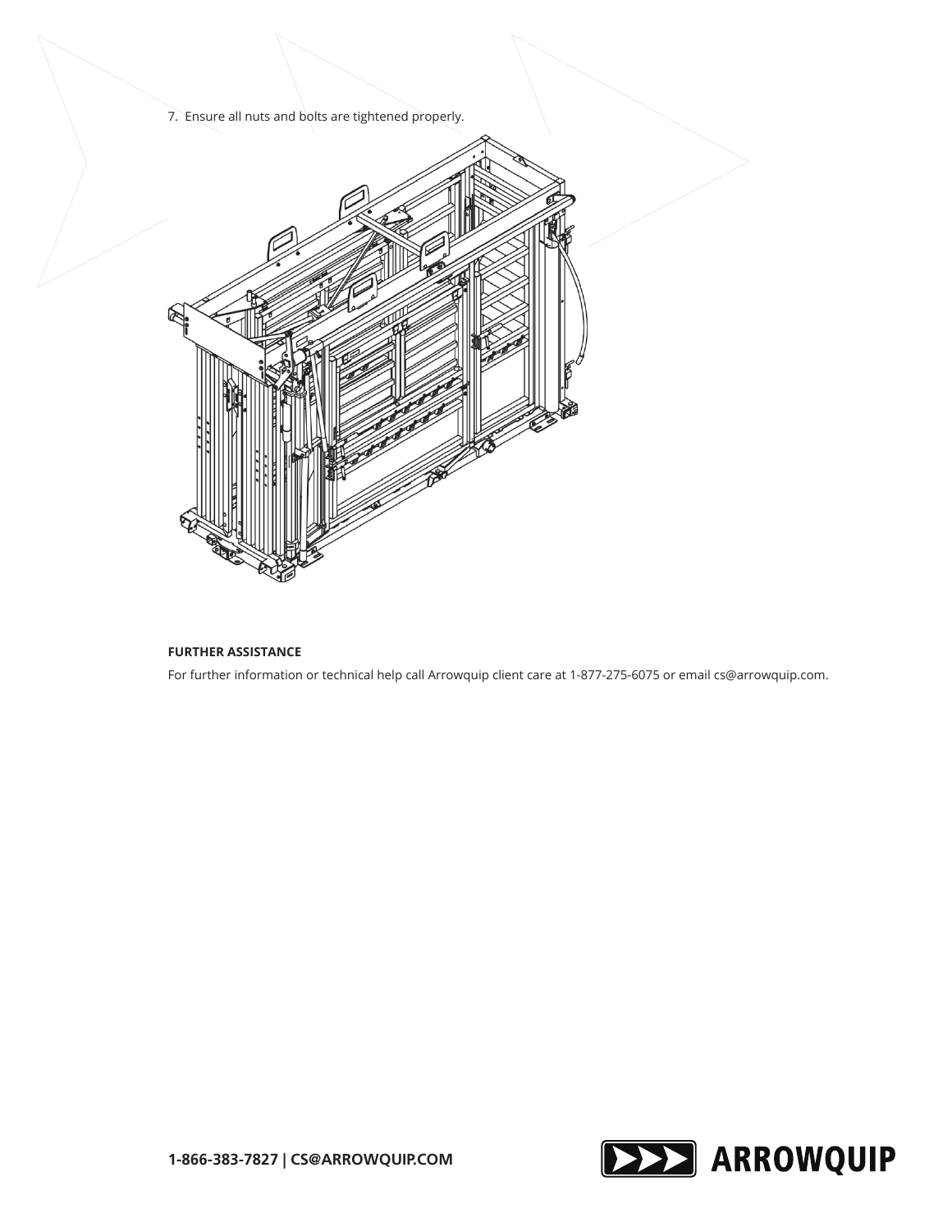7. Ensure all nuts and bolts are tightened properly.

**FURTHER ASSISTANCE**

For further information or technical help call Arrowquip client care at 1-877-275-6075 or email cs@arrowquip.com.